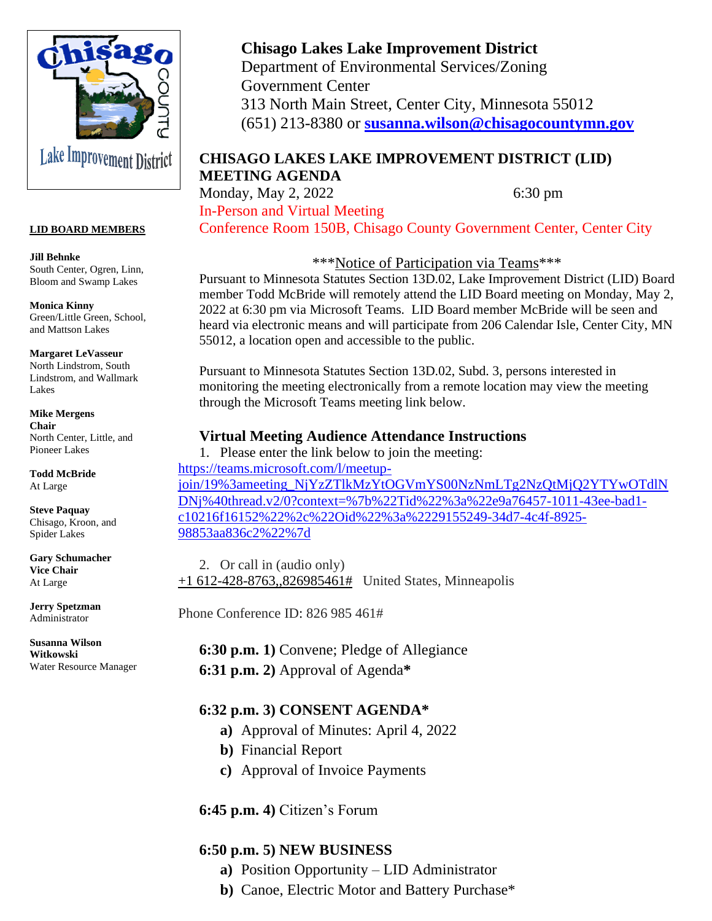**Chisago Lakes Lake Improvement District**
Department of Environmental Services/Zoning
Government Center
313 North Main Street, Center City, Minnesota 55012
(651) 213-8380 or **susanna.wilson@chisagocountymn.gov**

## CHISAGO LAKES LAKE IMPROVEMENT DISTRICT (LID) MEETING AGENDA

Monday, May 2, 2022 6:30 pm

In-Person and Virtual Meeting
Conference Room 150B, Chisago County Government Center, Center City

**LID BOARD MEMBERS**

**Jill Behnke**
South Center, Ogren, Linn, Bloom and Swamp Lakes

**Monica Kinny**
Green/Little Green, School, and Mattson Lakes

**Margaret LeVasseur**
North Lindstrom, South Lindstrom, and Wallmark Lakes

**Mike Mergens**
**Chair**
North Center, Little, and Pioneer Lakes

**Todd McBride**
At Large

**Steve Paquay**
Chisago, Kroon, and Spider Lakes

**Gary Schumacher**
**Vice Chair**
At Large

**Jerry Spetzman**
Administrator

**Susanna Wilson Witkowski**
Water Resource Manager

***Notice of Participation via Teams***

Pursuant to Minnesota Statutes Section 13D.02, Lake Improvement District (LID) Board member Todd McBride will remotely attend the LID Board meeting on Monday, May 2, 2022 at 6:30 pm via Microsoft Teams. LID Board member McBride will be seen and heard via electronic means and will participate from 206 Calendar Isle, Center City, MN 55012, a location open and accessible to the public.

Pursuant to Minnesota Statutes Section 13D.02, Subd. 3, persons interested in monitoring the meeting electronically from a remote location may view the meeting through the Microsoft Teams meeting link below.

### Virtual Meeting Audience Attendance Instructions

1. Please enter the link below to join the meeting:

https://teams.microsoft.com/l/meetup-join/19%3ameeting_NjYzZTlkMzYtOGVmYS00NzNmLTg2NzQtMjQ2YTYwOTdlNDNj%40thread.v2/0?context=%7b%22Tid%22%3a%22e9a76457-1011-43ee-bad1-c10216f16152%22%2c%22Oid%22%3a%2229155249-34d7-4c4f-8925-98853aa836c2%22%7d

2. Or call in (audio only)

+1 612-428-8763,,826985461# United States, Minneapolis

Phone Conference ID: 826 985 461#

**6:30 p.m. 1)** Convene; Pledge of Allegiance

**6:31 p.m. 2)** Approval of Agenda**\***

**6:32 p.m. 3) CONSENT AGENDA***

- **a)** Approval of Minutes: April 4, 2022
- **b)** Financial Report
- **c)** Approval of Invoice Payments

**6:45 p.m. 4)** Citizen's Forum

**6:50 p.m. 5) NEW BUSINESS**

- **a)** Position Opportunity – LID Administrator
- **b)** Canoe, Electric Motor and Battery Purchase*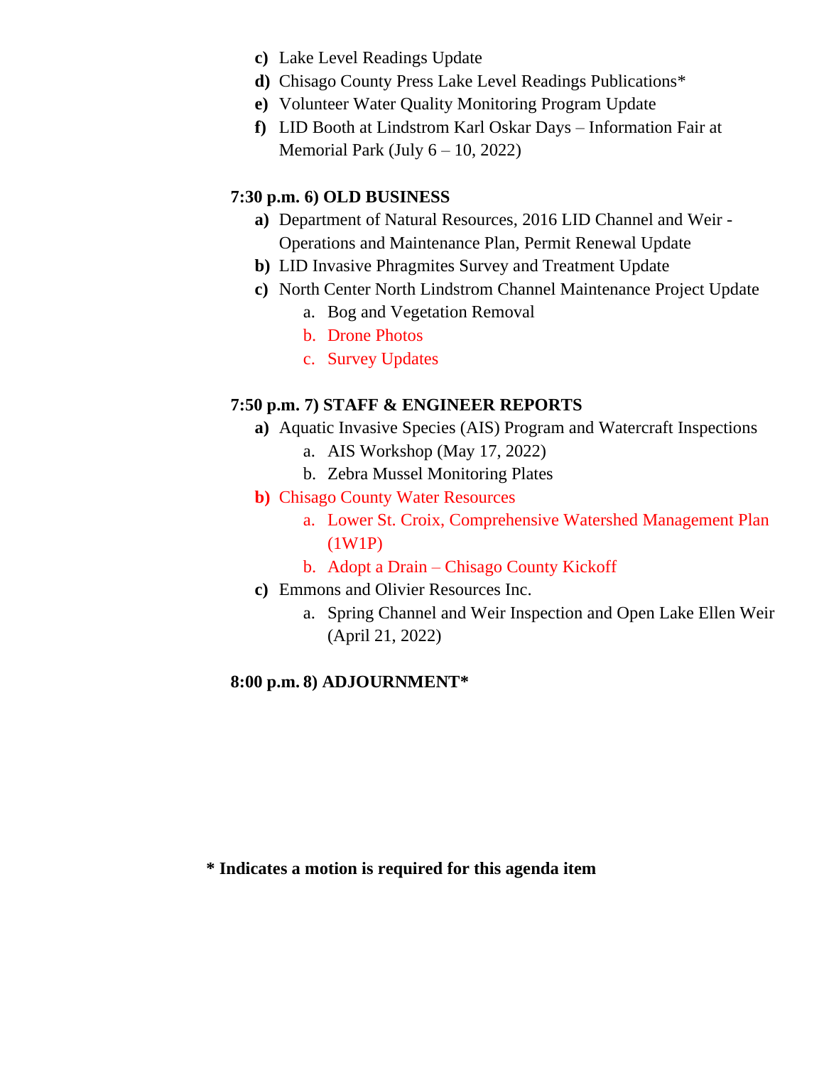c) Lake Level Readings Update
d) Chisago County Press Lake Level Readings Publications*
e) Volunteer Water Quality Monitoring Program Update
f) LID Booth at Lindstrom Karl Oskar Days – Information Fair at Memorial Park (July 6 – 10, 2022)

**7:30 p.m. 6) OLD BUSINESS**

a) Department of Natural Resources, 2016 LID Channel and Weir - Operations and Maintenance Plan, Permit Renewal Update
b) LID Invasive Phragmites Survey and Treatment Update
c) North Center North Lindstrom Channel Maintenance Project Update
    a. Bog and Vegetation Removal
    b. Drone Photos
    c. Survey Updates

**7:50 p.m. 7) STAFF & ENGINEER REPORTS**

a) Aquatic Invasive Species (AIS) Program and Watercraft Inspections
    a. AIS Workshop (May 17, 2022)
    b. Zebra Mussel Monitoring Plates
b) Chisago County Water Resources
    a. Lower St. Croix, Comprehensive Watershed Management Plan (1W1P)
    b. Adopt a Drain – Chisago County Kickoff
c) Emmons and Olivier Resources Inc.
    a. Spring Channel and Weir Inspection and Open Lake Ellen Weir (April 21, 2022)

**8:00 p.m. 8) ADJOURNMENT***

**\* Indicates a motion is required for this agenda item**